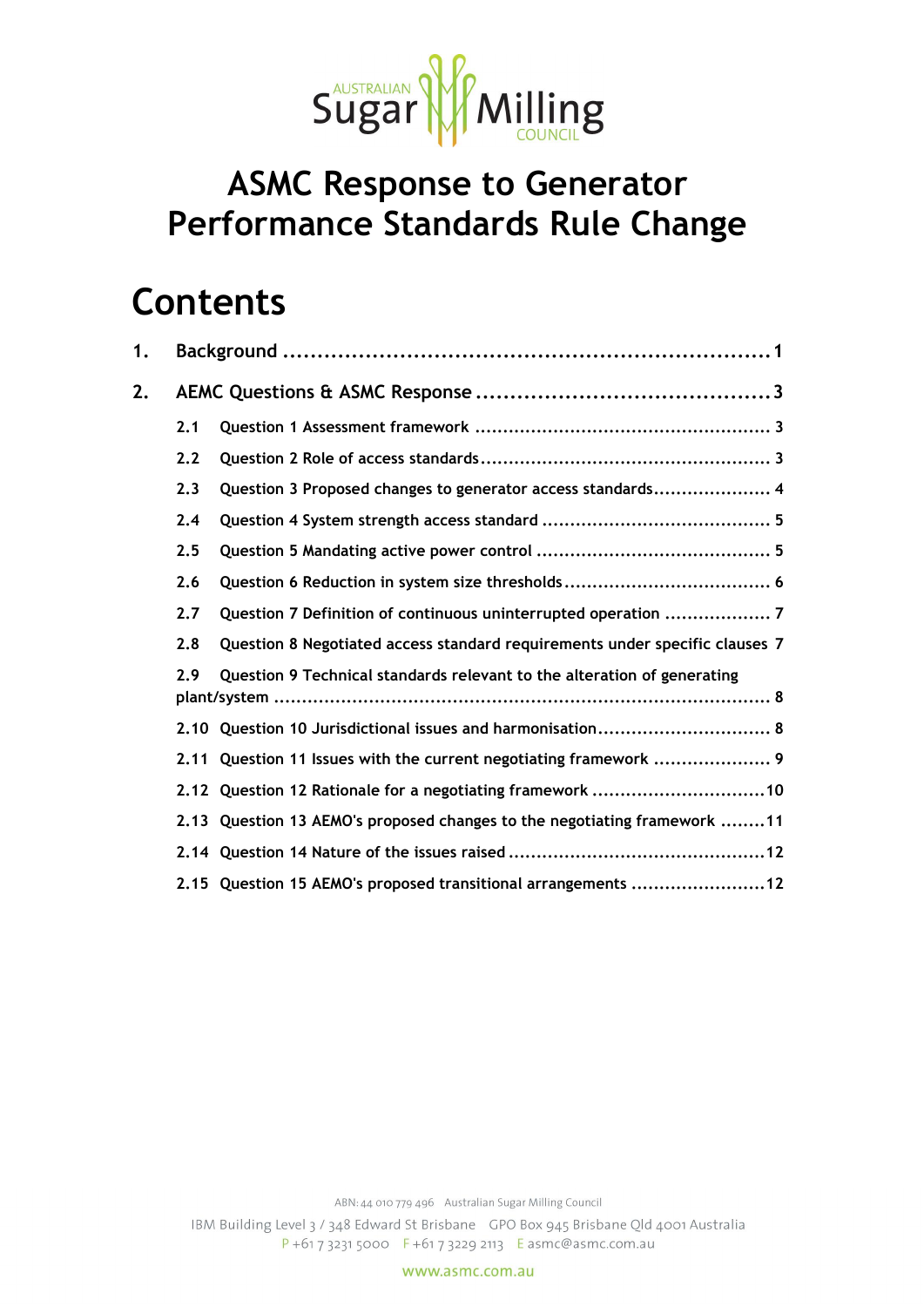# ASMC Response to Generator Performance Standards Rule Change

## Contents

1. Background ........................................................................ 1
2. AEMC Questions & ASMC Response ........................................... 3
   - 2.1 Question 1 Assessment framework ........................................... 3
   - 2.2 Question 2 Role of access standards ........................................ 3
   - 2.3 Question 3 Proposed changes to generator access standards ..................... 4
   - 2.4 Question 4 System strength access standard ..................................... 5
   - 2.5 Question 5 Mandating active power control ..................................... 5
   - 2.6 Question 6 Reduction in system size thresholds ................................. 6
   - 2.7 Question 7 Definition of continuous uninterrupted operation ..................... 7
   - 2.8 Question 8 Negotiated access standard requirements under specific clauses 7
   - 2.9 Question 9 Technical standards relevant to the alteration of generating plant/system ........................................................................ 8
   - 2.10 Question 10 Jurisdictional issues and harmonisation ............................ 8
   - 2.11 Question 11 Issues with the current negotiating framework ..................... 9
   - 2.12 Question 12 Rationale for a negotiating framework ............................. 10
   - 2.13 Question 13 AEMO's proposed changes to the negotiating framework ........ 11
   - 2.14 Question 14 Nature of the issues raised ........................................ 12
   - 2.15 Question 15 AEMO's proposed transitional arrangements ...................... 12

ABN: 44 010 779 496 Australian Sugar Milling Council

IBM Building Level 3 / 348 Edward St Brisbane GPO Box 945 Brisbane Qld 4001 Australia

P +61 7 3231 5000 F +61 7 3229 2113 E asmc@asmc.com.au

www.asmc.com.au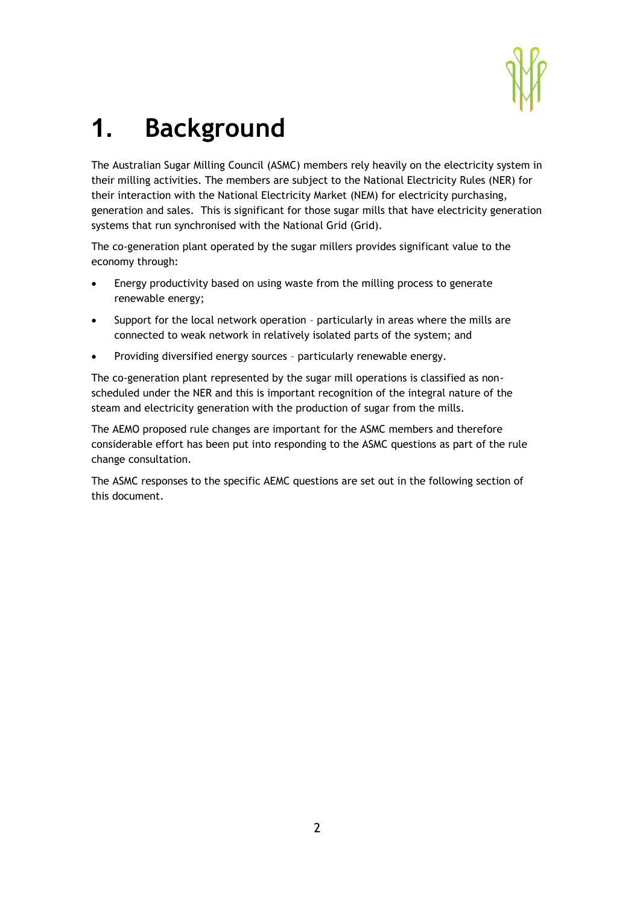# 1. Background

The Australian Sugar Milling Council (ASMC) members rely heavily on the electricity system in their milling activities. The members are subject to the National Electricity Rules (NER) for their interaction with the National Electricity Market (NEM) for electricity purchasing, generation and sales. This is significant for those sugar mills that have electricity generation systems that run synchronised with the National Grid (Grid).

The co-generation plant operated by the sugar millers provides significant value to the economy through:

- Energy productivity based on using waste from the milling process to generate renewable energy;
- Support for the local network operation – particularly in areas where the mills are connected to weak network in relatively isolated parts of the system; and
- Providing diversified energy sources – particularly renewable energy.

The co-generation plant represented by the sugar mill operations is classified as non-scheduled under the NER and this is important recognition of the integral nature of the steam and electricity generation with the production of sugar from the mills.

The AEMO proposed rule changes are important for the ASMC members and therefore considerable effort has been put into responding to the ASMC questions as part of the rule change consultation.

The ASMC responses to the specific AEMC questions are set out in the following section of this document.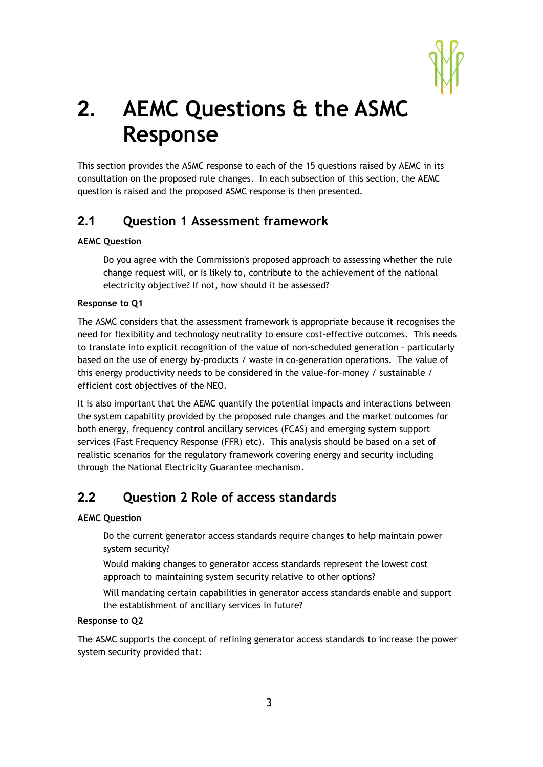# 2. AEMC Questions & the ASMC Response

This section provides the ASMC response to each of the 15 questions raised by AEMC in its consultation on the proposed rule changes. In each subsection of this section, the AEMC question is raised and the proposed ASMC response is then presented.

## 2.1 Question 1 Assessment framework

**AEMC Question**

> Do you agree with the Commission's proposed approach to assessing whether the rule change request will, or is likely to, contribute to the achievement of the national electricity objective? If not, how should it be assessed?

**Response to Q1**

The ASMC considers that the assessment framework is appropriate because it recognises the need for flexibility and technology neutrality to ensure cost-effective outcomes. This needs to translate into explicit recognition of the value of non-scheduled generation – particularly based on the use of energy by-products / waste in co-generation operations. The value of this energy productivity needs to be considered in the value-for-money / sustainable / efficient cost objectives of the NEO.

It is also important that the AEMC quantify the potential impacts and interactions between the system capability provided by the proposed rule changes and the market outcomes for both energy, frequency control ancillary services (FCAS) and emerging system support services (Fast Frequency Response (FFR) etc). This analysis should be based on a set of realistic scenarios for the regulatory framework covering energy and security including through the National Electricity Guarantee mechanism.

## 2.2 Question 2 Role of access standards

**AEMC Question**

> Do the current generator access standards require changes to help maintain power system security?
>
> Would making changes to generator access standards represent the lowest cost approach to maintaining system security relative to other options?
>
> Will mandating certain capabilities in generator access standards enable and support the establishment of ancillary services in future?

**Response to Q2**

The ASMC supports the concept of refining generator access standards to increase the power system security provided that: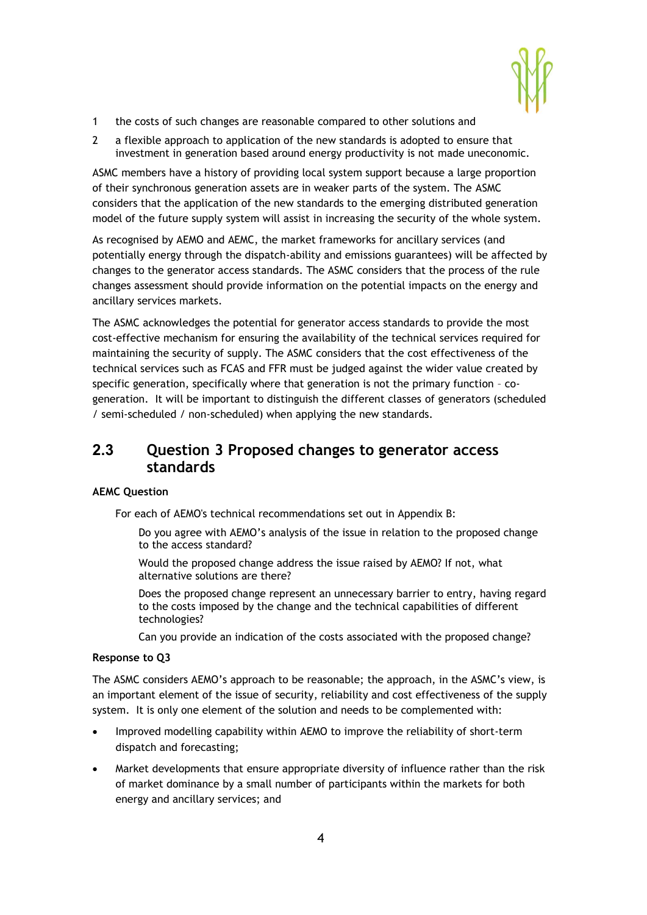1 the costs of such changes are reasonable compared to other solutions and

2 a flexible approach to application of the new standards is adopted to ensure that investment in generation based around energy productivity is not made uneconomic.

ASMC members have a history of providing local system support because a large proportion of their synchronous generation assets are in weaker parts of the system. The ASMC considers that the application of the new standards to the emerging distributed generation model of the future supply system will assist in increasing the security of the whole system.

As recognised by AEMO and AEMC, the market frameworks for ancillary services (and potentially energy through the dispatch-ability and emissions guarantees) will be affected by changes to the generator access standards. The ASMC considers that the process of the rule changes assessment should provide information on the potential impacts on the energy and ancillary services markets.

The ASMC acknowledges the potential for generator access standards to provide the most cost-effective mechanism for ensuring the availability of the technical services required for maintaining the security of supply. The ASMC considers that the cost effectiveness of the technical services such as FCAS and FFR must be judged against the wider value created by specific generation, specifically where that generation is not the primary function – co-generation. It will be important to distinguish the different classes of generators (scheduled / semi-scheduled / non-scheduled) when applying the new standards.

## 2.3 Question 3 Proposed changes to generator access standards

**AEMC Question**

For each of AEMO's technical recommendations set out in Appendix B:

Do you agree with AEMO's analysis of the issue in relation to the proposed change to the access standard?

Would the proposed change address the issue raised by AEMO? If not, what alternative solutions are there?

Does the proposed change represent an unnecessary barrier to entry, having regard to the costs imposed by the change and the technical capabilities of different technologies?

Can you provide an indication of the costs associated with the proposed change?

**Response to Q3**

The ASMC considers AEMO's approach to be reasonable; the approach, in the ASMC's view, is an important element of the issue of security, reliability and cost effectiveness of the supply system. It is only one element of the solution and needs to be complemented with:

- Improved modelling capability within AEMO to improve the reliability of short-term dispatch and forecasting;
- Market developments that ensure appropriate diversity of influence rather than the risk of market dominance by a small number of participants within the markets for both energy and ancillary services; and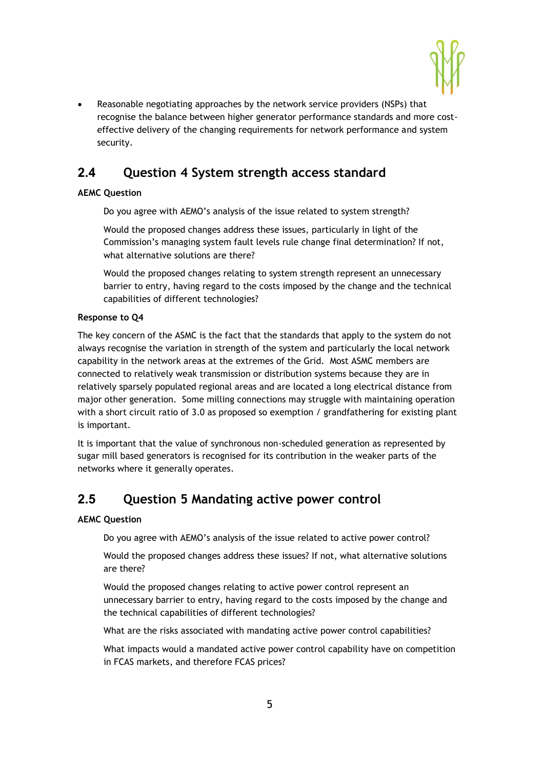- Reasonable negotiating approaches by the network service providers (NSPs) that recognise the balance between higher generator performance standards and more cost-effective delivery of the changing requirements for network performance and system security.

## 2.4 Question 4 System strength access standard

**AEMC Question**

Do you agree with AEMO's analysis of the issue related to system strength?

Would the proposed changes address these issues, particularly in light of the Commission's managing system fault levels rule change final determination? If not, what alternative solutions are there?

Would the proposed changes relating to system strength represent an unnecessary barrier to entry, having regard to the costs imposed by the change and the technical capabilities of different technologies?

**Response to Q4**

The key concern of the ASMC is the fact that the standards that apply to the system do not always recognise the variation in strength of the system and particularly the local network capability in the network areas at the extremes of the Grid. Most ASMC members are connected to relatively weak transmission or distribution systems because they are in relatively sparsely populated regional areas and are located a long electrical distance from major other generation. Some milling connections may struggle with maintaining operation with a short circuit ratio of 3.0 as proposed so exemption / grandfathering for existing plant is important.

It is important that the value of synchronous non-scheduled generation as represented by sugar mill based generators is recognised for its contribution in the weaker parts of the networks where it generally operates.

## 2.5 Question 5 Mandating active power control

**AEMC Question**

Do you agree with AEMO's analysis of the issue related to active power control?

Would the proposed changes address these issues? If not, what alternative solutions are there?

Would the proposed changes relating to active power control represent an unnecessary barrier to entry, having regard to the costs imposed by the change and the technical capabilities of different technologies?

What are the risks associated with mandating active power control capabilities?

What impacts would a mandated active power control capability have on competition in FCAS markets, and therefore FCAS prices?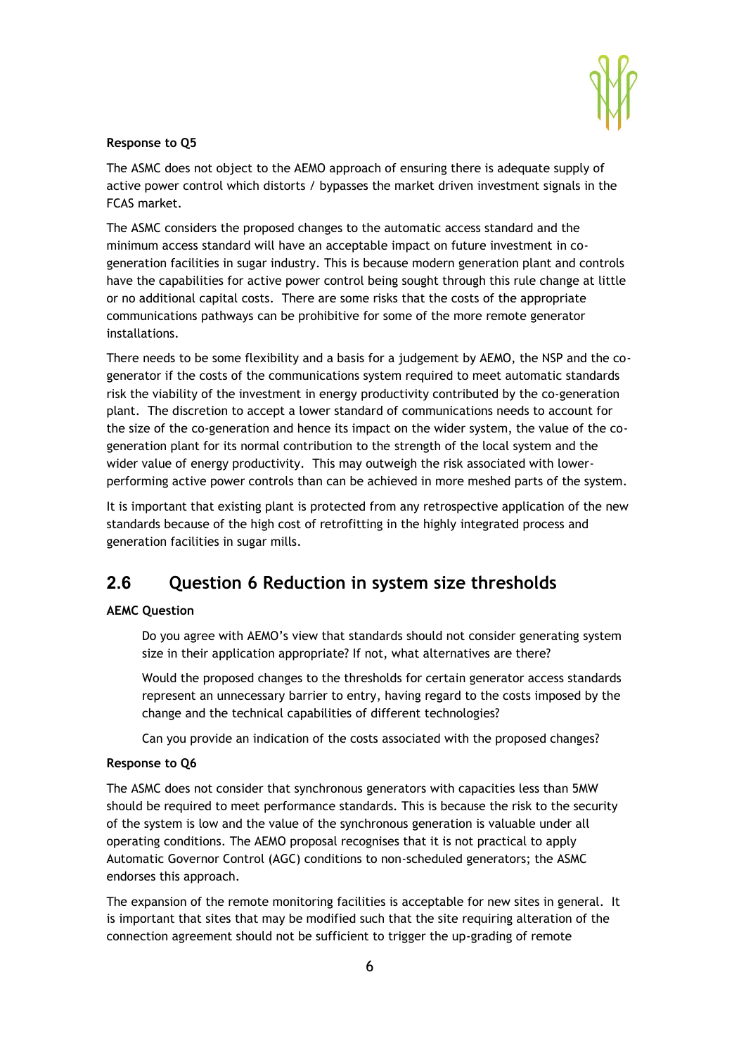**Response to Q5**

The ASMC does not object to the AEMO approach of ensuring there is adequate supply of active power control which distorts / bypasses the market driven investment signals in the FCAS market.

The ASMC considers the proposed changes to the automatic access standard and the minimum access standard will have an acceptable impact on future investment in co-generation facilities in sugar industry. This is because modern generation plant and controls have the capabilities for active power control being sought through this rule change at little or no additional capital costs. There are some risks that the costs of the appropriate communications pathways can be prohibitive for some of the more remote generator installations.

There needs to be some flexibility and a basis for a judgement by AEMO, the NSP and the co-generator if the costs of the communications system required to meet automatic standards risk the viability of the investment in energy productivity contributed by the co-generation plant. The discretion to accept a lower standard of communications needs to account for the size of the co-generation and hence its impact on the wider system, the value of the co-generation plant for its normal contribution to the strength of the local system and the wider value of energy productivity. This may outweigh the risk associated with lower-performing active power controls than can be achieved in more meshed parts of the system.

It is important that existing plant is protected from any retrospective application of the new standards because of the high cost of retrofitting in the highly integrated process and generation facilities in sugar mills.

## 2.6 Question 6 Reduction in system size thresholds

**AEMC Question**

> Do you agree with AEMO's view that standards should not consider generating system size in their application appropriate? If not, what alternatives are there?
>
> Would the proposed changes to the thresholds for certain generator access standards represent an unnecessary barrier to entry, having regard to the costs imposed by the change and the technical capabilities of different technologies?
>
> Can you provide an indication of the costs associated with the proposed changes?

**Response to Q6**

The ASMC does not consider that synchronous generators with capacities less than 5MW should be required to meet performance standards. This is because the risk to the security of the system is low and the value of the synchronous generation is valuable under all operating conditions. The AEMO proposal recognises that it is not practical to apply Automatic Governor Control (AGC) conditions to non-scheduled generators; the ASMC endorses this approach.

The expansion of the remote monitoring facilities is acceptable for new sites in general. It is important that sites that may be modified such that the site requiring alteration of the connection agreement should not be sufficient to trigger the up-grading of remote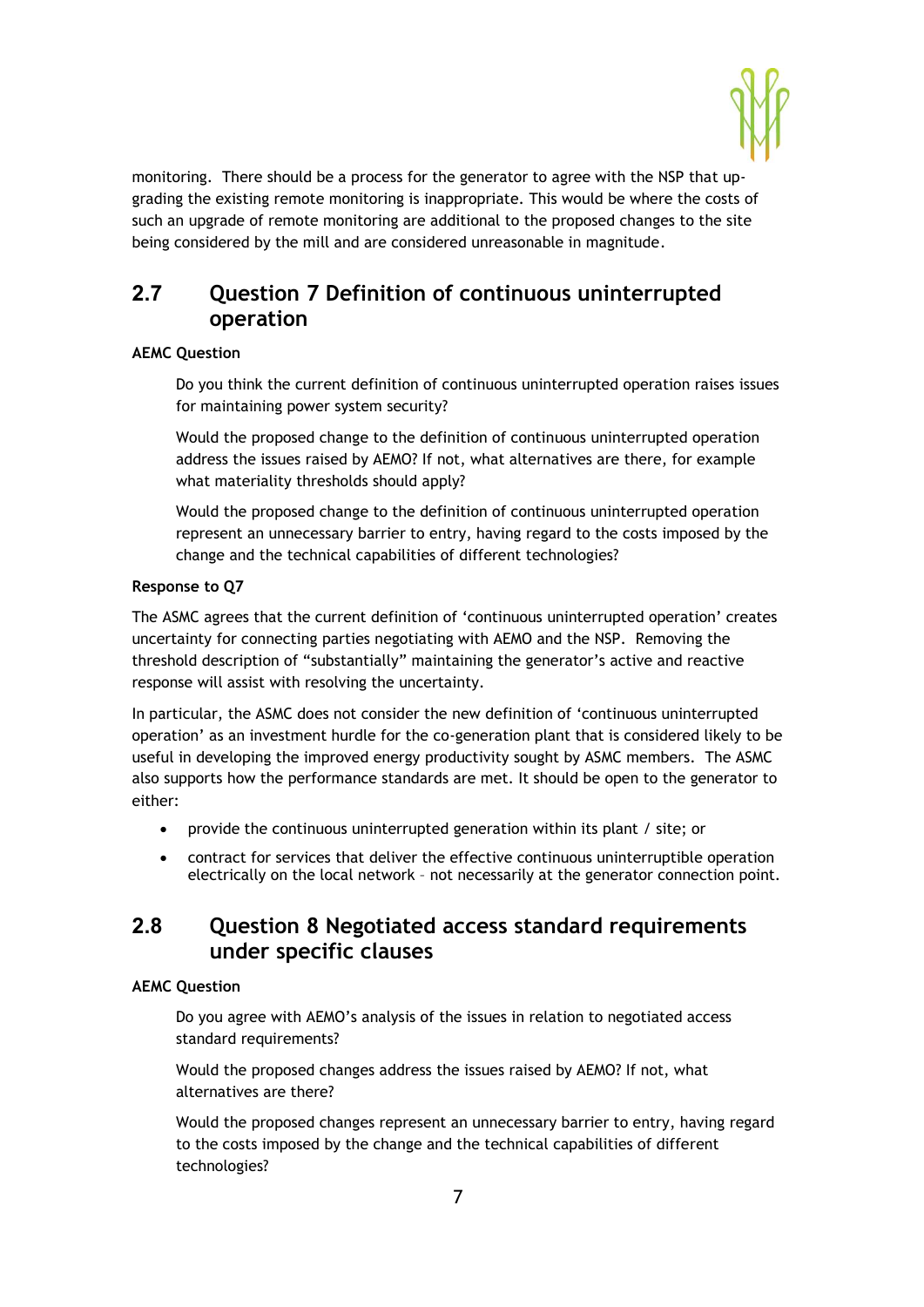monitoring. There should be a process for the generator to agree with the NSP that up-grading the existing remote monitoring is inappropriate. This would be where the costs of such an upgrade of remote monitoring are additional to the proposed changes to the site being considered by the mill and are considered unreasonable in magnitude.

## 2.7 Question 7 Definition of continuous uninterrupted operation

**AEMC Question**

> Do you think the current definition of continuous uninterrupted operation raises issues for maintaining power system security?
>
> Would the proposed change to the definition of continuous uninterrupted operation address the issues raised by AEMO? If not, what alternatives are there, for example what materiality thresholds should apply?
>
> Would the proposed change to the definition of continuous uninterrupted operation represent an unnecessary barrier to entry, having regard to the costs imposed by the change and the technical capabilities of different technologies?

**Response to Q7**

The ASMC agrees that the current definition of 'continuous uninterrupted operation' creates uncertainty for connecting parties negotiating with AEMO and the NSP. Removing the threshold description of "substantially" maintaining the generator's active and reactive response will assist with resolving the uncertainty.

In particular, the ASMC does not consider the new definition of 'continuous uninterrupted operation' as an investment hurdle for the co-generation plant that is considered likely to be useful in developing the improved energy productivity sought by ASMC members. The ASMC also supports how the performance standards are met. It should be open to the generator to either:

- provide the continuous uninterrupted generation within its plant / site; or
- contract for services that deliver the effective continuous uninterruptible operation electrically on the local network – not necessarily at the generator connection point.

## 2.8 Question 8 Negotiated access standard requirements under specific clauses

**AEMC Question**

> Do you agree with AEMO's analysis of the issues in relation to negotiated access standard requirements?
>
> Would the proposed changes address the issues raised by AEMO? If not, what alternatives are there?
>
> Would the proposed changes represent an unnecessary barrier to entry, having regard to the costs imposed by the change and the technical capabilities of different technologies?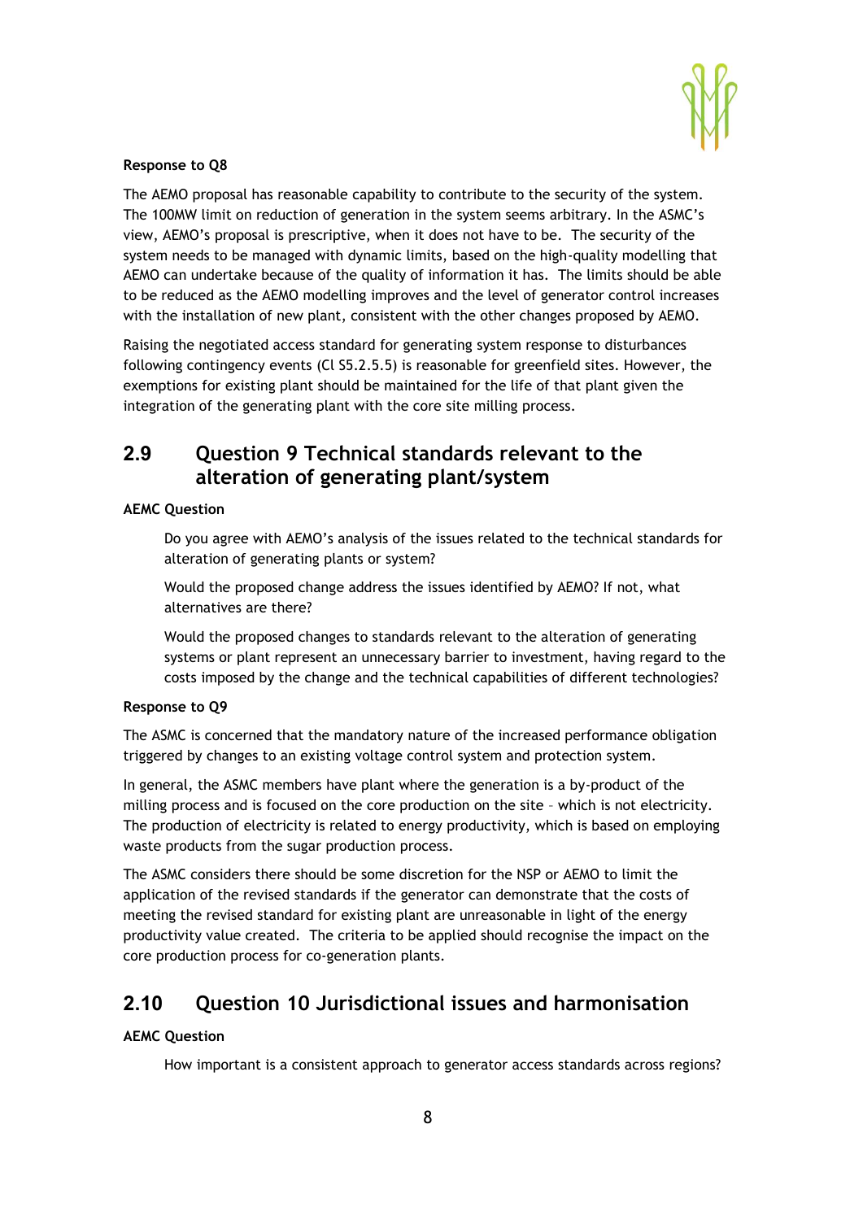**Response to Q8**

The AEMO proposal has reasonable capability to contribute to the security of the system. The 100MW limit on reduction of generation in the system seems arbitrary. In the ASMC's view, AEMO's proposal is prescriptive, when it does not have to be. The security of the system needs to be managed with dynamic limits, based on the high-quality modelling that AEMO can undertake because of the quality of information it has. The limits should be able to be reduced as the AEMO modelling improves and the level of generator control increases with the installation of new plant, consistent with the other changes proposed by AEMO.

Raising the negotiated access standard for generating system response to disturbances following contingency events (Cl S5.2.5.5) is reasonable for greenfield sites. However, the exemptions for existing plant should be maintained for the life of that plant given the integration of the generating plant with the core site milling process.

## 2.9 Question 9 Technical standards relevant to the alteration of generating plant/system

**AEMC Question**

> Do you agree with AEMO's analysis of the issues related to the technical standards for alteration of generating plants or system?
>
> Would the proposed change address the issues identified by AEMO? If not, what alternatives are there?
>
> Would the proposed changes to standards relevant to the alteration of generating systems or plant represent an unnecessary barrier to investment, having regard to the costs imposed by the change and the technical capabilities of different technologies?

**Response to Q9**

The ASMC is concerned that the mandatory nature of the increased performance obligation triggered by changes to an existing voltage control system and protection system.

In general, the ASMC members have plant where the generation is a by-product of the milling process and is focused on the core production on the site – which is not electricity. The production of electricity is related to energy productivity, which is based on employing waste products from the sugar production process.

The ASMC considers there should be some discretion for the NSP or AEMO to limit the application of the revised standards if the generator can demonstrate that the costs of meeting the revised standard for existing plant are unreasonable in light of the energy productivity value created. The criteria to be applied should recognise the impact on the core production process for co-generation plants.

## 2.10 Question 10 Jurisdictional issues and harmonisation

**AEMC Question**

> How important is a consistent approach to generator access standards across regions?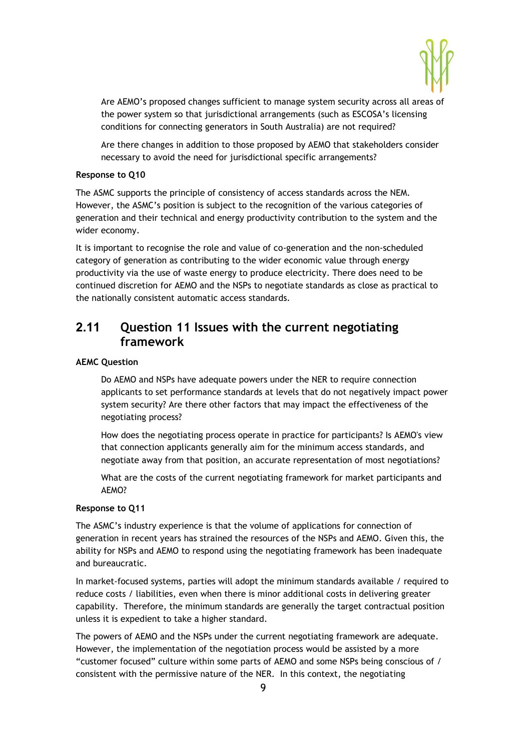Are AEMO's proposed changes sufficient to manage system security across all areas of the power system so that jurisdictional arrangements (such as ESCOSA's licensing conditions for connecting generators in South Australia) are not required?

Are there changes in addition to those proposed by AEMO that stakeholders consider necessary to avoid the need for jurisdictional specific arrangements?

**Response to Q10**

The ASMC supports the principle of consistency of access standards across the NEM. However, the ASMC's position is subject to the recognition of the various categories of generation and their technical and energy productivity contribution to the system and the wider economy.

It is important to recognise the role and value of co-generation and the non-scheduled category of generation as contributing to the wider economic value through energy productivity via the use of waste energy to produce electricity. There does need to be continued discretion for AEMO and the NSPs to negotiate standards as close as practical to the nationally consistent automatic access standards.

## 2.11 Question 11 Issues with the current negotiating framework

**AEMC Question**

Do AEMO and NSPs have adequate powers under the NER to require connection applicants to set performance standards at levels that do not negatively impact power system security? Are there other factors that may impact the effectiveness of the negotiating process?

How does the negotiating process operate in practice for participants? Is AEMO's view that connection applicants generally aim for the minimum access standards, and negotiate away from that position, an accurate representation of most negotiations?

What are the costs of the current negotiating framework for market participants and AEMO?

**Response to Q11**

The ASMC's industry experience is that the volume of applications for connection of generation in recent years has strained the resources of the NSPs and AEMO. Given this, the ability for NSPs and AEMO to respond using the negotiating framework has been inadequate and bureaucratic.

In market-focused systems, parties will adopt the minimum standards available / required to reduce costs / liabilities, even when there is minor additional costs in delivering greater capability. Therefore, the minimum standards are generally the target contractual position unless it is expedient to take a higher standard.

The powers of AEMO and the NSPs under the current negotiating framework are adequate. However, the implementation of the negotiation process would be assisted by a more "customer focused" culture within some parts of AEMO and some NSPs being conscious of / consistent with the permissive nature of the NER. In this context, the negotiating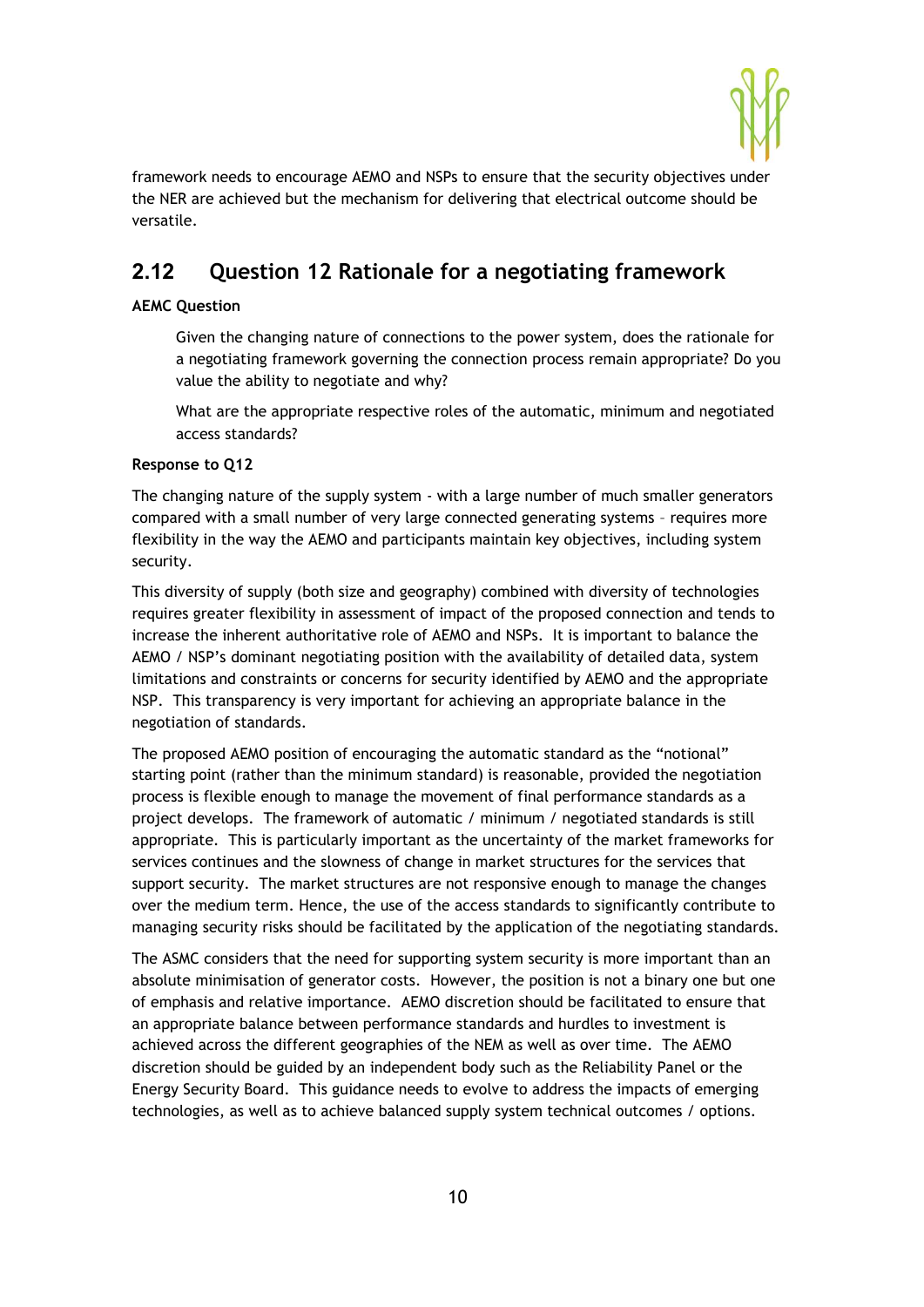framework needs to encourage AEMO and NSPs to ensure that the security objectives under the NER are achieved but the mechanism for delivering that electrical outcome should be versatile.

## 2.12 Question 12 Rationale for a negotiating framework

**AEMC Question**

> Given the changing nature of connections to the power system, does the rationale for a negotiating framework governing the connection process remain appropriate? Do you value the ability to negotiate and why?
>
> What are the appropriate respective roles of the automatic, minimum and negotiated access standards?

**Response to Q12**

The changing nature of the supply system - with a large number of much smaller generators compared with a small number of very large connected generating systems – requires more flexibility in the way the AEMO and participants maintain key objectives, including system security.

This diversity of supply (both size and geography) combined with diversity of technologies requires greater flexibility in assessment of impact of the proposed connection and tends to increase the inherent authoritative role of AEMO and NSPs. It is important to balance the AEMO / NSP's dominant negotiating position with the availability of detailed data, system limitations and constraints or concerns for security identified by AEMO and the appropriate NSP. This transparency is very important for achieving an appropriate balance in the negotiation of standards.

The proposed AEMO position of encouraging the automatic standard as the "notional" starting point (rather than the minimum standard) is reasonable, provided the negotiation process is flexible enough to manage the movement of final performance standards as a project develops. The framework of automatic / minimum / negotiated standards is still appropriate. This is particularly important as the uncertainty of the market frameworks for services continues and the slowness of change in market structures for the services that support security. The market structures are not responsive enough to manage the changes over the medium term. Hence, the use of the access standards to significantly contribute to managing security risks should be facilitated by the application of the negotiating standards.

The ASMC considers that the need for supporting system security is more important than an absolute minimisation of generator costs. However, the position is not a binary one but one of emphasis and relative importance. AEMO discretion should be facilitated to ensure that an appropriate balance between performance standards and hurdles to investment is achieved across the different geographies of the NEM as well as over time. The AEMO discretion should be guided by an independent body such as the Reliability Panel or the Energy Security Board. This guidance needs to evolve to address the impacts of emerging technologies, as well as to achieve balanced supply system technical outcomes / options.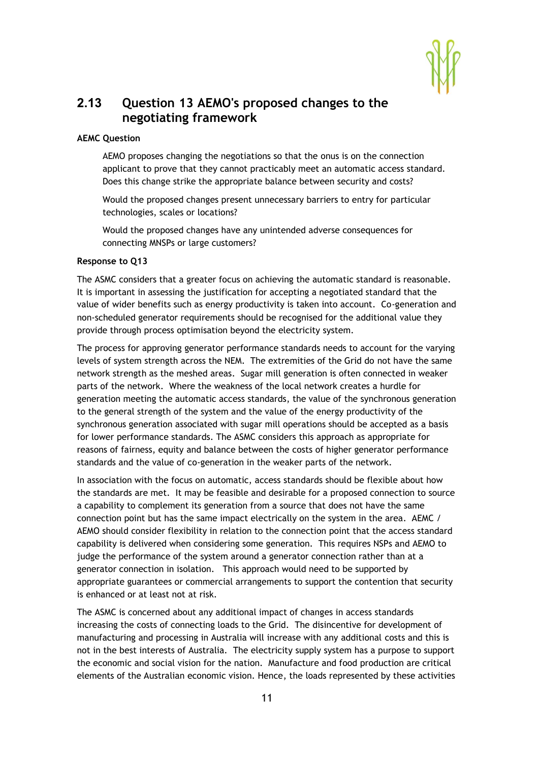## 2.13 Question 13 AEMO's proposed changes to the negotiating framework

**AEMC Question**

> AEMO proposes changing the negotiations so that the onus is on the connection applicant to prove that they cannot practicably meet an automatic access standard. Does this change strike the appropriate balance between security and costs?
>
> Would the proposed changes present unnecessary barriers to entry for particular technologies, scales or locations?
>
> Would the proposed changes have any unintended adverse consequences for connecting MNSPs or large customers?

**Response to Q13**

The ASMC considers that a greater focus on achieving the automatic standard is reasonable. It is important in assessing the justification for accepting a negotiated standard that the value of wider benefits such as energy productivity is taken into account. Co-generation and non-scheduled generator requirements should be recognised for the additional value they provide through process optimisation beyond the electricity system.

The process for approving generator performance standards needs to account for the varying levels of system strength across the NEM. The extremities of the Grid do not have the same network strength as the meshed areas. Sugar mill generation is often connected in weaker parts of the network. Where the weakness of the local network creates a hurdle for generation meeting the automatic access standards, the value of the synchronous generation to the general strength of the system and the value of the energy productivity of the synchronous generation associated with sugar mill operations should be accepted as a basis for lower performance standards. The ASMC considers this approach as appropriate for reasons of fairness, equity and balance between the costs of higher generator performance standards and the value of co-generation in the weaker parts of the network.

In association with the focus on automatic, access standards should be flexible about how the standards are met. It may be feasible and desirable for a proposed connection to source a capability to complement its generation from a source that does not have the same connection point but has the same impact electrically on the system in the area. AEMC / AEMO should consider flexibility in relation to the connection point that the access standard capability is delivered when considering some generation. This requires NSPs and AEMO to judge the performance of the system around a generator connection rather than at a generator connection in isolation. This approach would need to be supported by appropriate guarantees or commercial arrangements to support the contention that security is enhanced or at least not at risk.

The ASMC is concerned about any additional impact of changes in access standards increasing the costs of connecting loads to the Grid. The disincentive for development of manufacturing and processing in Australia will increase with any additional costs and this is not in the best interests of Australia. The electricity supply system has a purpose to support the economic and social vision for the nation. Manufacture and food production are critical elements of the Australian economic vision. Hence, the loads represented by these activities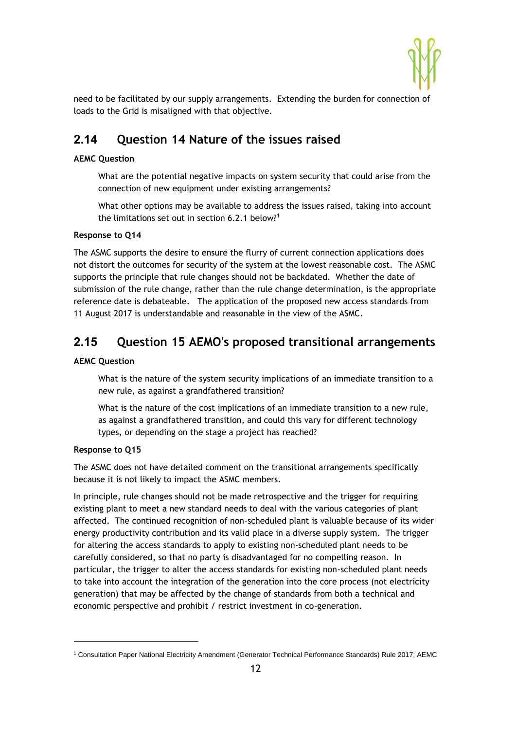need to be facilitated by our supply arrangements. Extending the burden for connection of loads to the Grid is misaligned with that objective.

## 2.14 Question 14 Nature of the issues raised

**AEMC Question**

> What are the potential negative impacts on system security that could arise from the connection of new equipment under existing arrangements?
>
> What other options may be available to address the issues raised, taking into account the limitations set out in section 6.2.1 below?[1]

**Response to Q14**

The ASMC supports the desire to ensure the flurry of current connection applications does not distort the outcomes for security of the system at the lowest reasonable cost. The ASMC supports the principle that rule changes should not be backdated. Whether the date of submission of the rule change, rather than the rule change determination, is the appropriate reference date is debateable. The application of the proposed new access standards from 11 August 2017 is understandable and reasonable in the view of the ASMC.

## 2.15 Question 15 AEMO's proposed transitional arrangements

**AEMC Question**

> What is the nature of the system security implications of an immediate transition to a new rule, as against a grandfathered transition?
>
> What is the nature of the cost implications of an immediate transition to a new rule, as against a grandfathered transition, and could this vary for different technology types, or depending on the stage a project has reached?

**Response to Q15**

The ASMC does not have detailed comment on the transitional arrangements specifically because it is not likely to impact the ASMC members.

In principle, rule changes should not be made retrospective and the trigger for requiring existing plant to meet a new standard needs to deal with the various categories of plant affected. The continued recognition of non-scheduled plant is valuable because of its wider energy productivity contribution and its valid place in a diverse supply system. The trigger for altering the access standards to apply to existing non-scheduled plant needs to be carefully considered, so that no party is disadvantaged for no compelling reason. In particular, the trigger to alter the access standards for existing non-scheduled plant needs to take into account the integration of the generation into the core process (not electricity generation) that may be affected by the change of standards from both a technical and economic perspective and prohibit / restrict investment in co-generation.

[1] Consultation Paper National Electricity Amendment (Generator Technical Performance Standards) Rule 2017; AEMC